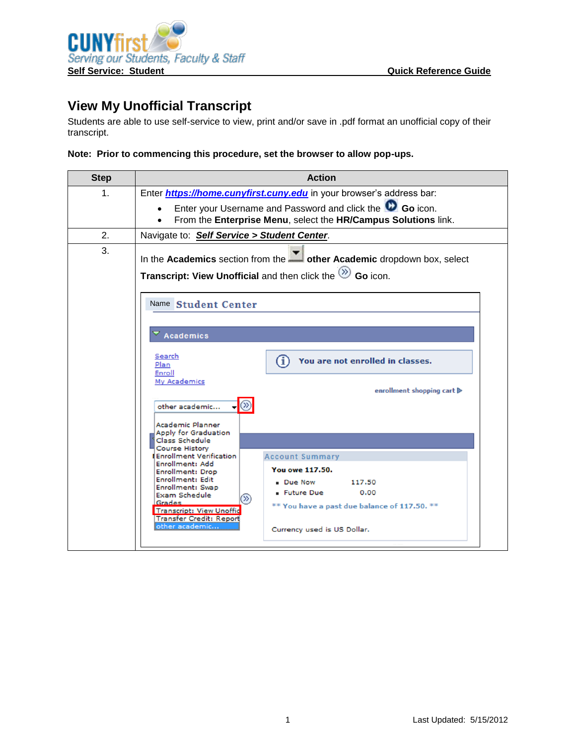**Self Service: Student** **Quick Reference Guide**

# View My Unofficial Transcript

Students are able to use self-service to view, print and/or save in .pdf format an unofficial copy of their transcript.

**Note: Prior to commencing this procedure, set the browser to allow pop-ups.**

| Step | Action |
|---|---|
| 1. | Enter ***https://home.cunyfirst.cuny.edu*** in your browser's address bar:<br>• Enter your Username and Password and click the **Go** icon.<br>• From the **Enterprise Menu**, select the **HR/Campus Solutions** link. |
| 2. | Navigate to: ***Self Service > Student Center***. |
| 3. | In the **Academics** section from the **other Academic** dropdown box, select **Transcript: View Unofficial** and then click the **Go** icon. |

Last Updated: 5/15/2012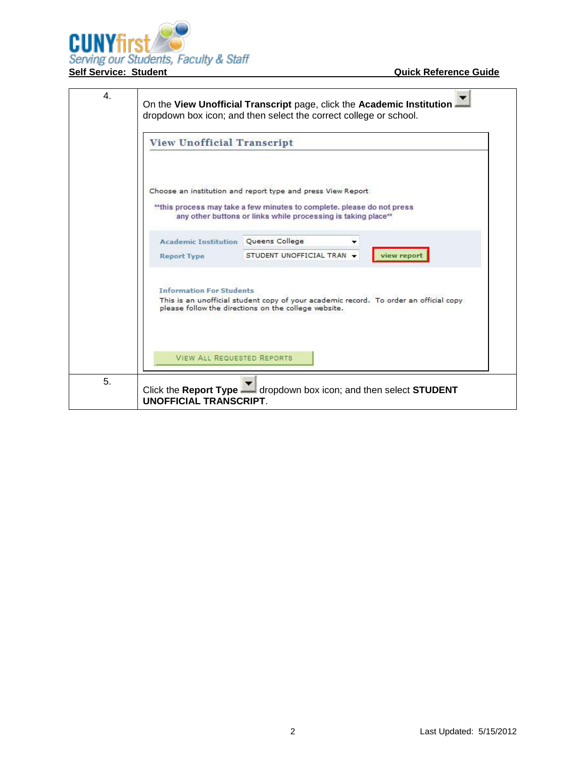| | |
|---|---|
| 4. | On the **View Unofficial Transcript** page, click the **Academic Institution** dropdown box icon; and then select the correct college or school.<br><br>View Unofficial Transcript<br><br>Choose an institution and report type and press View Report<br><br>**this process may take a few minutes to complete. please do not press any other buttons or links while processing is taking place**<br><br>Academic Institution: Queens College<br>Report Type: STUDENT UNOFFICIAL TRAN — view report<br><br>Information For Students<br>This is an unofficial student copy of your academic record. To order an official copy please follow the directions on the college website.<br><br>VIEW ALL REQUESTED REPORTS |
| 5. | Click the **Report Type** dropdown box icon; and then select **STUDENT UNOFFICIAL TRANSCRIPT**. |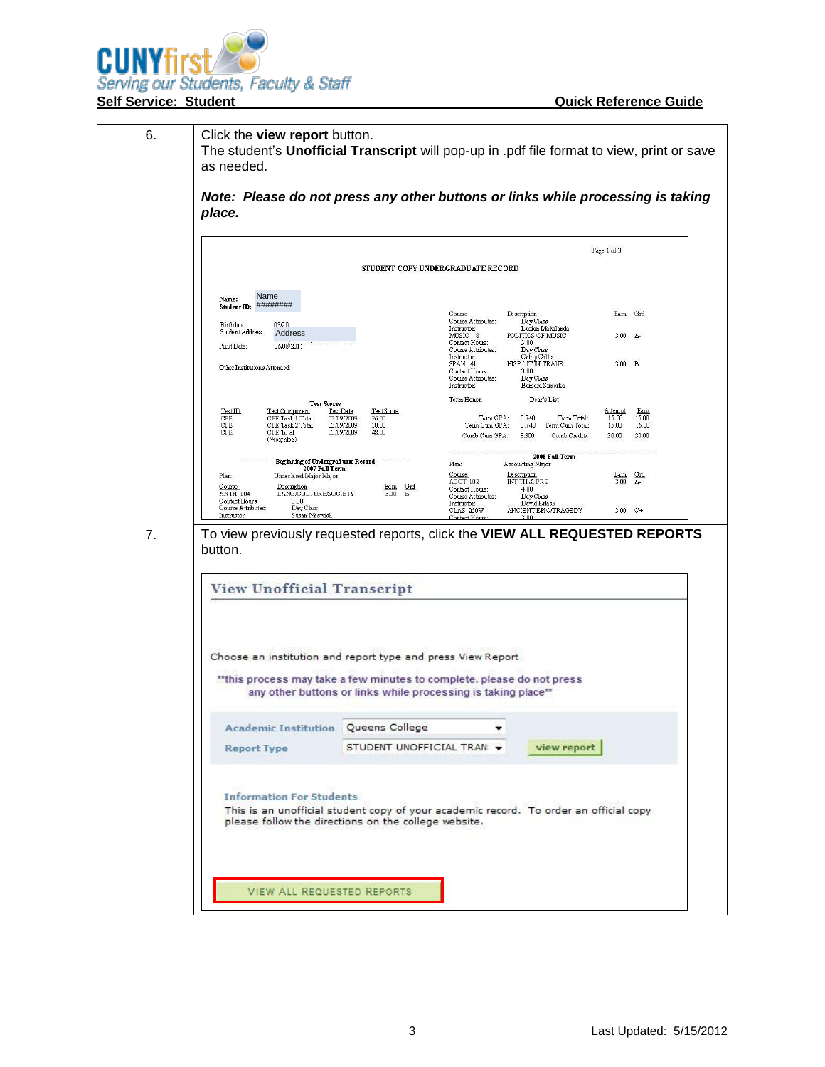| | |
|---|---|
| 6. | Click the **view report** button.<br>The student's **Unofficial Transcript** will pop-up in .pdf file format to view, print or save as needed.<br><br>***Note: Please do not press any other buttons or links while processing is taking place.*** |
| 7. | To view previously requested reports, click the **VIEW ALL REQUESTED REPORTS** button. |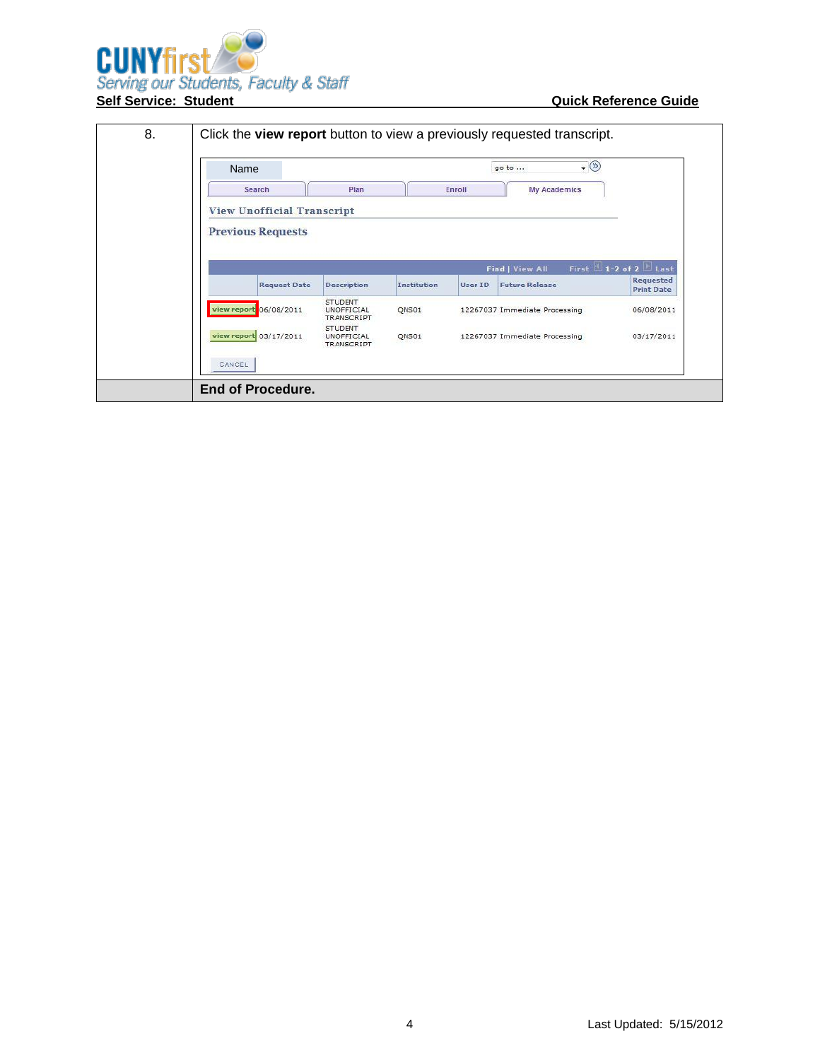| | |
|---|---|
| 8. | Click the **view report** button to view a previously requested transcript. |
| | **End of Procedure.** |

Name

go to ...

Search | Plan | Enroll | My Academics

View Unofficial Transcript

Previous Requests

Find | View All First 1-2 of 2 Last

| | Request Date | Description | Institution | User ID | Future Release | Requested Print Date |
|---|---|---|---|---|---|---|
| view report | 06/08/2011 | STUDENT UNOFFICIAL TRANSCRIPT | QNS01 | 12267037 | Immediate Processing | 06/08/2011 |
| view report | 03/17/2011 | STUDENT UNOFFICIAL TRANSCRIPT | QNS01 | 12267037 | Immediate Processing | 03/17/2011 |

CANCEL